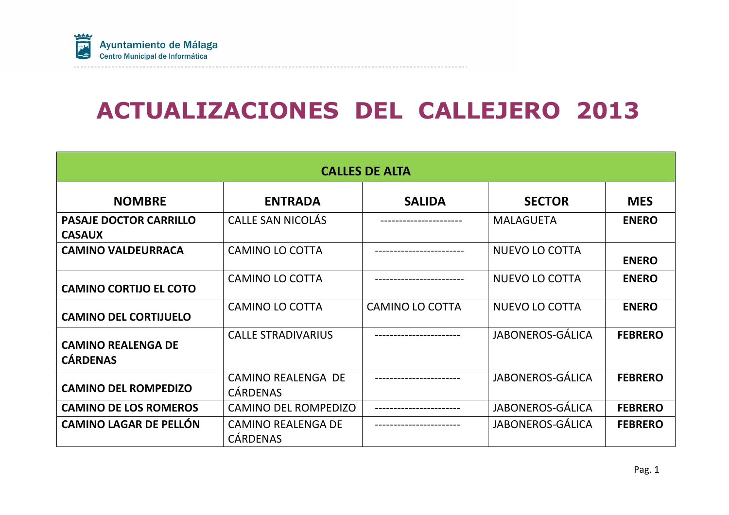Ayuntamiento de Málaga
Centro Municipal de Informática

# ACTUALIZACIONES DEL CALLEJERO 2013

| CALLES DE ALTA | | | | |
|---|---|---|---|---|
| **NOMBRE** | **ENTRADA** | **SALIDA** | **SECTOR** | **MES** |
| **PASAJE DOCTOR CARRILLO CASAUX** | CALLE SAN NICOLÁS | --------------------- | MALAGUETA | **ENERO** |
| **CAMINO VALDEURRACA** | CAMINO LO COTTA | ----------------------- | NUEVO LO COTTA | **ENERO** |
| **CAMINO CORTIJO EL COTO** | CAMINO LO COTTA | ----------------------- | NUEVO LO COTTA | **ENERO** |
| **CAMINO DEL CORTIJUELO** | CAMINO LO COTTA | CAMINO LO COTTA | NUEVO LO COTTA | **ENERO** |
| **CAMINO REALENGA DE CÁRDENAS** | CALLE STRADIVARIUS | ---------------------- | JABONEROS-GÁLICA | **FEBRERO** |
| **CAMINO DEL ROMPEDIZO** | CAMINO REALENGA DE CÁRDENAS | ---------------------- | JABONEROS-GÁLICA | **FEBRERO** |
| **CAMINO DE LOS ROMEROS** | CAMINO DEL ROMPEDIZO | ---------------------- | JABONEROS-GÁLICA | **FEBRERO** |
| **CAMINO LAGAR DE PELLÓN** | CAMINO REALENGA DE CÁRDENAS | ---------------------- | JABONEROS-GÁLICA | **FEBRERO** |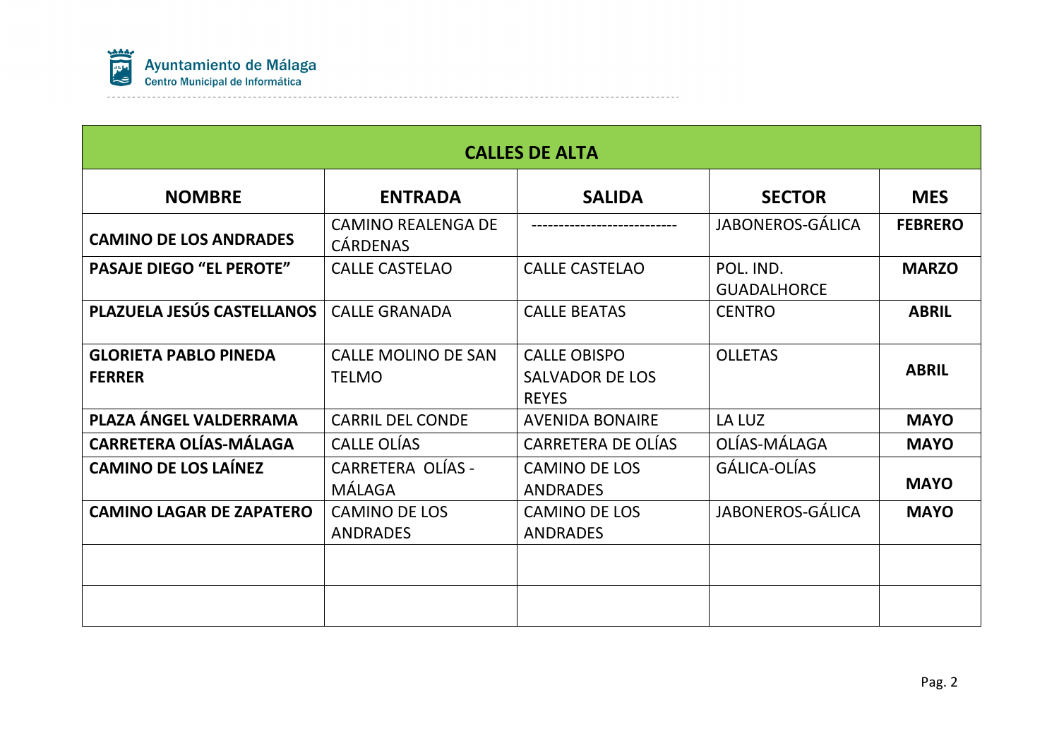Ayuntamiento de Málaga
Centro Municipal de Informática

| CALLES DE ALTA | | | | |
|---|---|---|---|---|
| **NOMBRE** | **ENTRADA** | **SALIDA** | **SECTOR** | **MES** |
| **CAMINO DE LOS ANDRADES** | CAMINO REALENGA DE CÁRDENAS | -------------------------- | JABONEROS-GÁLICA | **FEBRERO** |
| **PASAJE DIEGO “EL PEROTE”** | CALLE CASTELAO | CALLE CASTELAO | POL. IND. GUADALHORCE | **MARZO** |
| **PLAZUELA JESÚS CASTELLANOS** | CALLE GRANADA | CALLE BEATAS | CENTRO | **ABRIL** |
| **GLORIETA PABLO PINEDA FERRER** | CALLE MOLINO DE SAN TELMO | CALLE OBISPO SALVADOR DE LOS REYES | OLLETAS | **ABRIL** |
| **PLAZA ÁNGEL VALDERRAMA** | CARRIL DEL CONDE | AVENIDA BONAIRE | LA LUZ | **MAYO** |
| **CARRETERA OLÍAS-MÁLAGA** | CALLE OLÍAS | CARRETERA DE OLÍAS | OLÍAS-MÁLAGA | **MAYO** |
| **CAMINO DE LOS LAÍNEZ** | CARRETERA OLÍAS - MÁLAGA | CAMINO DE LOS ANDRADES | GÁLICA-OLÍAS | **MAYO** |
| **CAMINO LAGAR DE ZAPATERO** | CAMINO DE LOS ANDRADES | CAMINO DE LOS ANDRADES | JABONEROS-GÁLICA | **MAYO** |
| | | | | |
| | | | | |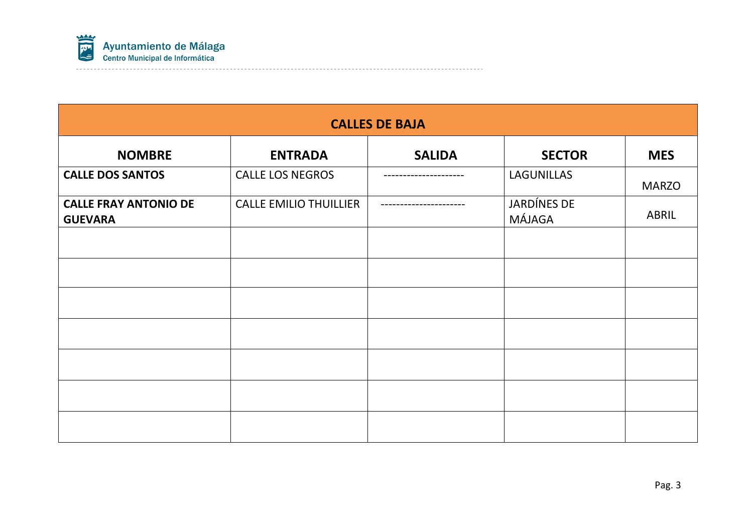| CALLES DE BAJA | | | | |
|---|---|---|---|---|
| **NOMBRE** | **ENTRADA** | **SALIDA** | **SECTOR** | **MES** |
| **CALLE DOS SANTOS** | CALLE LOS NEGROS | -------------------- | LAGUNILLAS | MARZO |
| **CALLE FRAY ANTONIO DE GUEVARA** | CALLE EMILIO THUILLIER | --------------------- | JARDÍNES DE MÁJAGA | ABRIL |
| | | | | |
| | | | | |
| | | | | |
| | | | | |
| | | | | |
| | | | | |
| | | | | |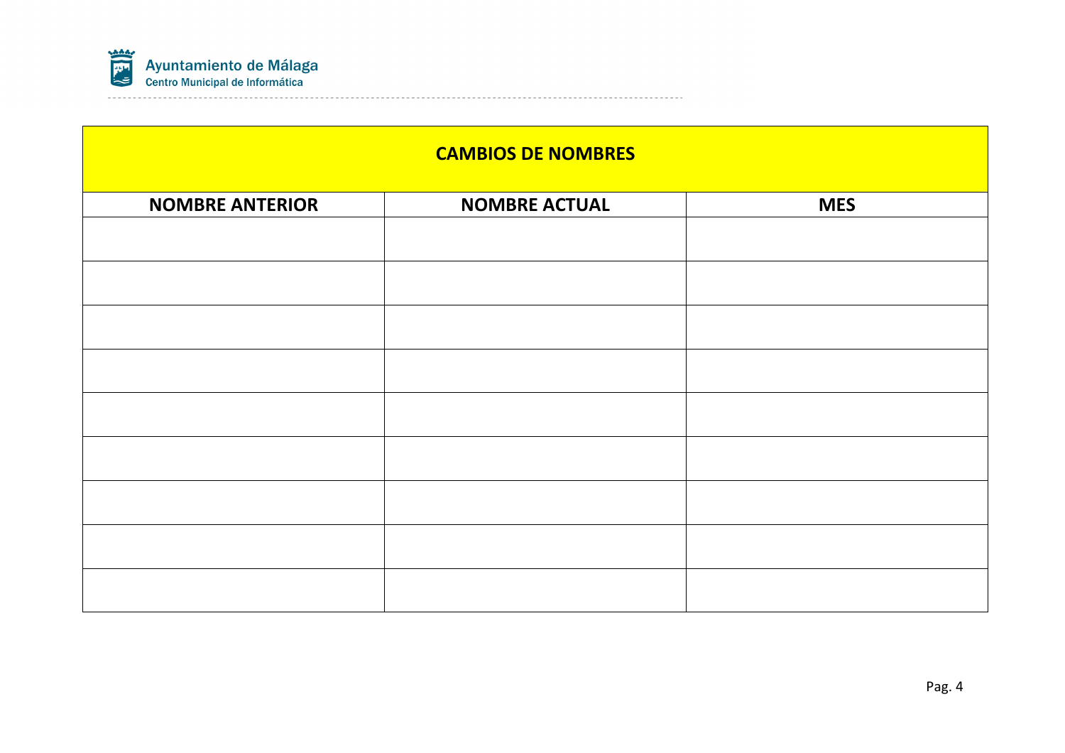| CAMBIOS DE NOMBRES | | |
|---|---|---|
| **NOMBRE ANTERIOR** | **NOMBRE ACTUAL** | **MES** |
| | | |
| | | |
| | | |
| | | |
| | | |
| | | |
| | | |
| | | |
| | | |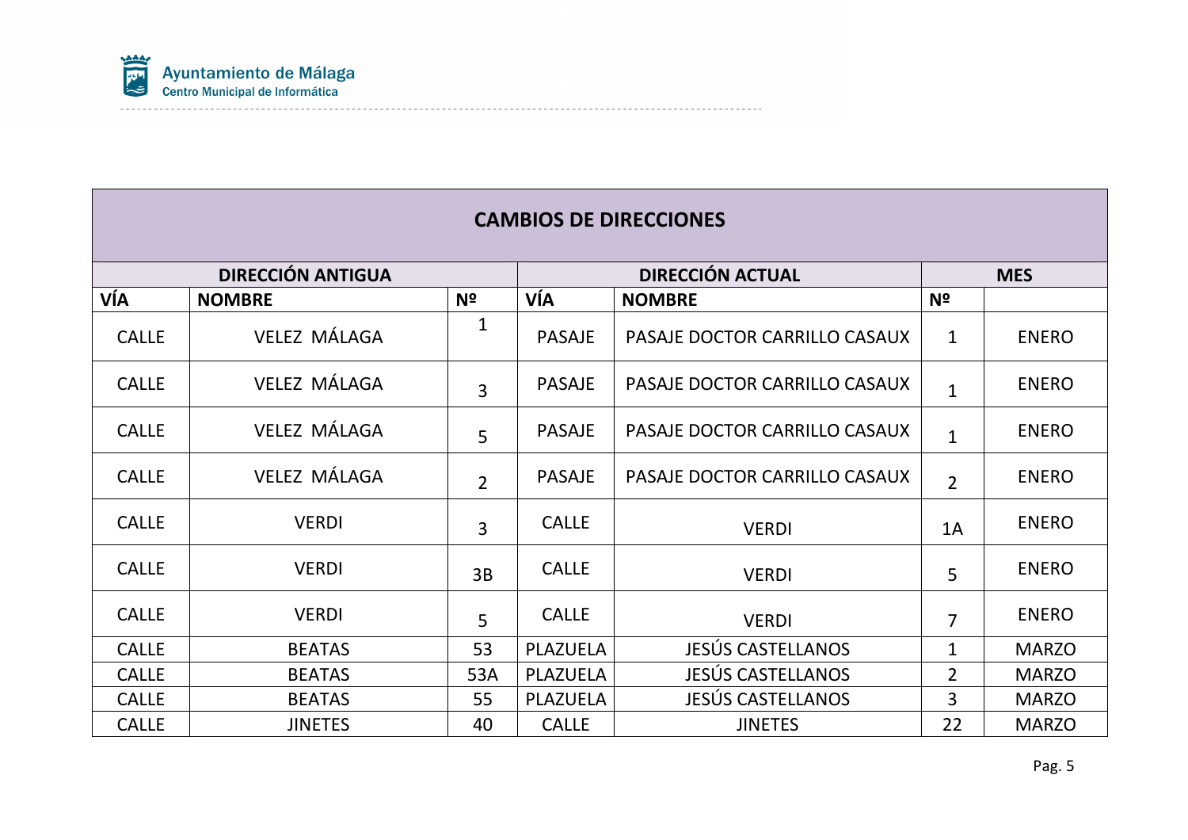Ayuntamiento de Málaga
Centro Municipal de Informática

| CAMBIOS DE DIRECCIONES | | | | | | |
|---|---|---|---|---|---|---|
| DIRECCIÓN ANTIGUA | | | DIRECCIÓN ACTUAL | | | MES |
| VÍA | NOMBRE | Nº | VÍA | NOMBRE | Nº | |
| CALLE | VELEZ MÁLAGA | 1 | PASAJE | PASAJE DOCTOR CARRILLO CASAUX | 1 | ENERO |
| CALLE | VELEZ MÁLAGA | 3 | PASAJE | PASAJE DOCTOR CARRILLO CASAUX | 1 | ENERO |
| CALLE | VELEZ MÁLAGA | 5 | PASAJE | PASAJE DOCTOR CARRILLO CASAUX | 1 | ENERO |
| CALLE | VELEZ MÁLAGA | 2 | PASAJE | PASAJE DOCTOR CARRILLO CASAUX | 2 | ENERO |
| CALLE | VERDI | 3 | CALLE | VERDI | 1A | ENERO |
| CALLE | VERDI | 3B | CALLE | VERDI | 5 | ENERO |
| CALLE | VERDI | 5 | CALLE | VERDI | 7 | ENERO |
| CALLE | BEATAS | 53 | PLAZUELA | JESÚS CASTELLANOS | 1 | MARZO |
| CALLE | BEATAS | 53A | PLAZUELA | JESÚS CASTELLANOS | 2 | MARZO |
| CALLE | BEATAS | 55 | PLAZUELA | JESÚS CASTELLANOS | 3 | MARZO |
| CALLE | JINETES | 40 | CALLE | JINETES | 22 | MARZO |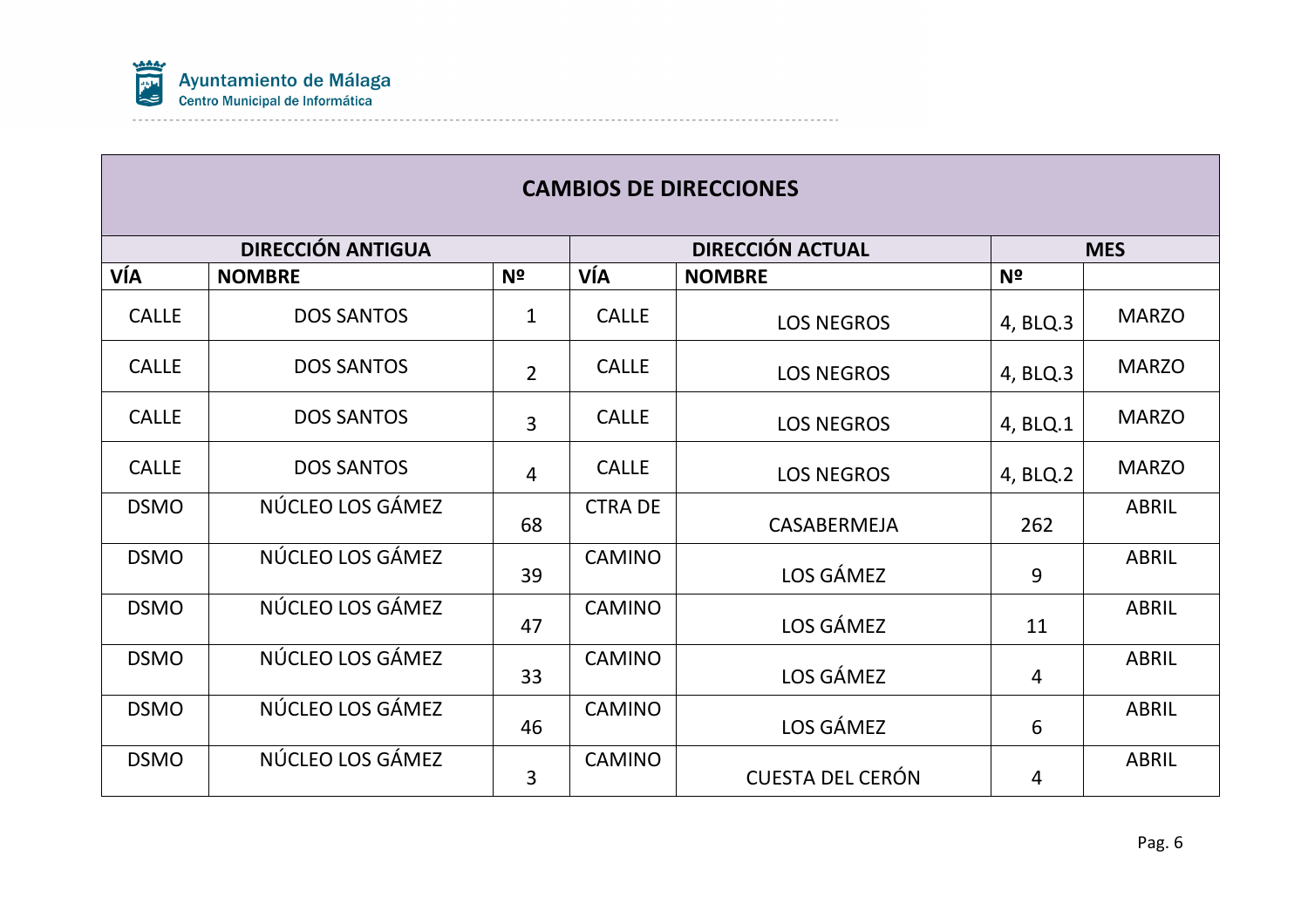| CAMBIOS DE DIRECCIONES | | | | | | |
|---|---|---|---|---|---|---|
| DIRECCIÓN ANTIGUA | | | DIRECCIÓN ACTUAL | | | MES |
| VÍA | NOMBRE | Nº | VÍA | NOMBRE | Nº | |
| CALLE | DOS SANTOS | 1 | CALLE | LOS NEGROS | 4, BLQ.3 | MARZO |
| CALLE | DOS SANTOS | 2 | CALLE | LOS NEGROS | 4, BLQ.3 | MARZO |
| CALLE | DOS SANTOS | 3 | CALLE | LOS NEGROS | 4, BLQ.1 | MARZO |
| CALLE | DOS SANTOS | 4 | CALLE | LOS NEGROS | 4, BLQ.2 | MARZO |
| DSMO | NÚCLEO LOS GÁMEZ | 68 | CTRA DE | CASABERMEJA | 262 | ABRIL |
| DSMO | NÚCLEO LOS GÁMEZ | 39 | CAMINO | LOS GÁMEZ | 9 | ABRIL |
| DSMO | NÚCLEO LOS GÁMEZ | 47 | CAMINO | LOS GÁMEZ | 11 | ABRIL |
| DSMO | NÚCLEO LOS GÁMEZ | 33 | CAMINO | LOS GÁMEZ | 4 | ABRIL |
| DSMO | NÚCLEO LOS GÁMEZ | 46 | CAMINO | LOS GÁMEZ | 6 | ABRIL |
| DSMO | NÚCLEO LOS GÁMEZ | 3 | CAMINO | CUESTA DEL CERÓN | 4 | ABRIL |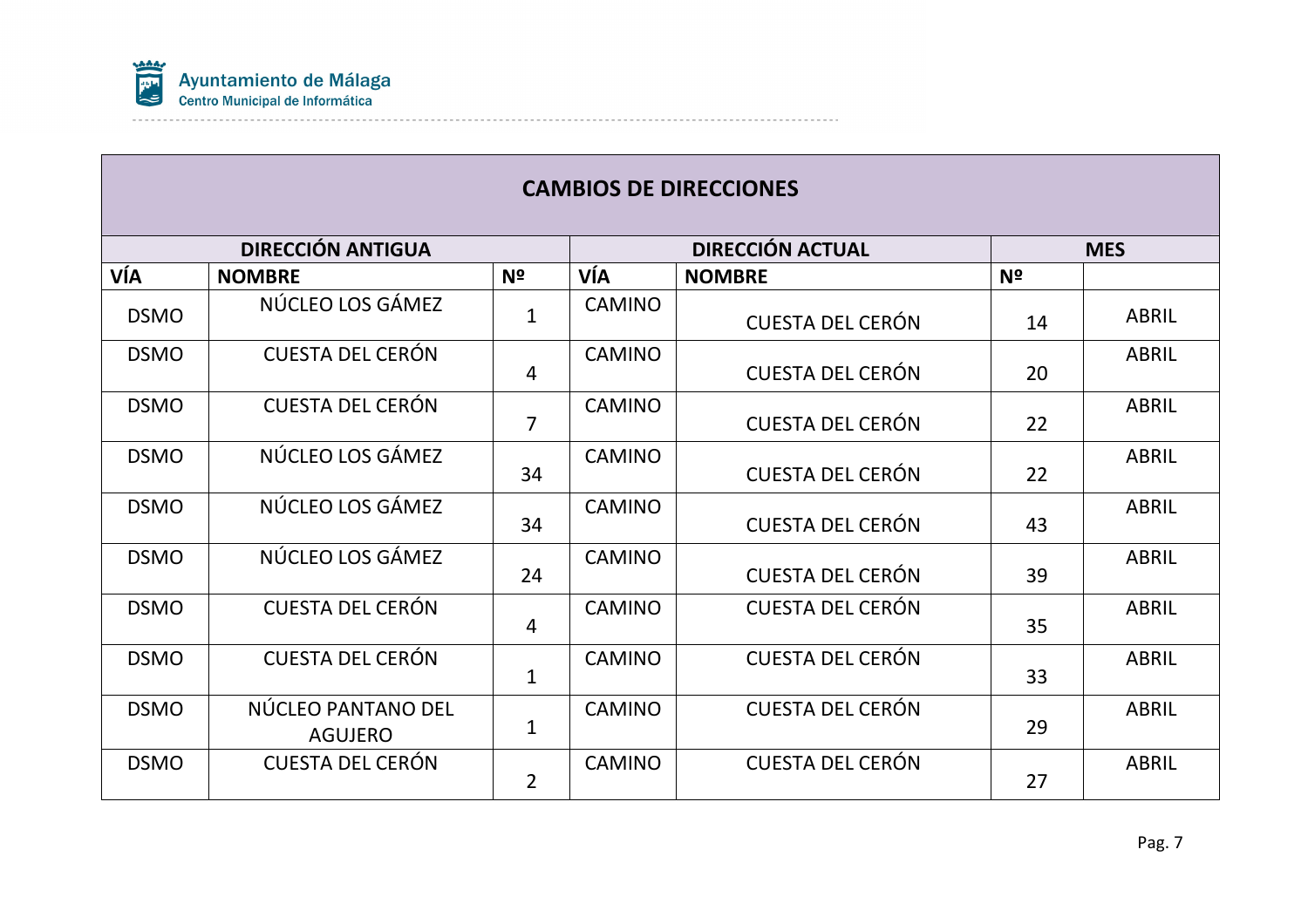Ayuntamiento de Málaga
Centro Municipal de Informática

| CAMBIOS DE DIRECCIONES | | | | | | |
|---|---|---|---|---|---|---|
| DIRECCIÓN ANTIGUA | | | DIRECCIÓN ACTUAL | | | MES |
| VÍA | NOMBRE | Nº | VÍA | NOMBRE | Nº | |
| DSMO | NÚCLEO LOS GÁMEZ | 1 | CAMINO | CUESTA DEL CERÓN | 14 | ABRIL |
| DSMO | CUESTA DEL CERÓN | 4 | CAMINO | CUESTA DEL CERÓN | 20 | ABRIL |
| DSMO | CUESTA DEL CERÓN | 7 | CAMINO | CUESTA DEL CERÓN | 22 | ABRIL |
| DSMO | NÚCLEO LOS GÁMEZ | 34 | CAMINO | CUESTA DEL CERÓN | 22 | ABRIL |
| DSMO | NÚCLEO LOS GÁMEZ | 34 | CAMINO | CUESTA DEL CERÓN | 43 | ABRIL |
| DSMO | NÚCLEO LOS GÁMEZ | 24 | CAMINO | CUESTA DEL CERÓN | 39 | ABRIL |
| DSMO | CUESTA DEL CERÓN | 4 | CAMINO | CUESTA DEL CERÓN | 35 | ABRIL |
| DSMO | CUESTA DEL CERÓN | 1 | CAMINO | CUESTA DEL CERÓN | 33 | ABRIL |
| DSMO | NÚCLEO PANTANO DEL AGUJERO | 1 | CAMINO | CUESTA DEL CERÓN | 29 | ABRIL |
| DSMO | CUESTA DEL CERÓN | 2 | CAMINO | CUESTA DEL CERÓN | 27 | ABRIL |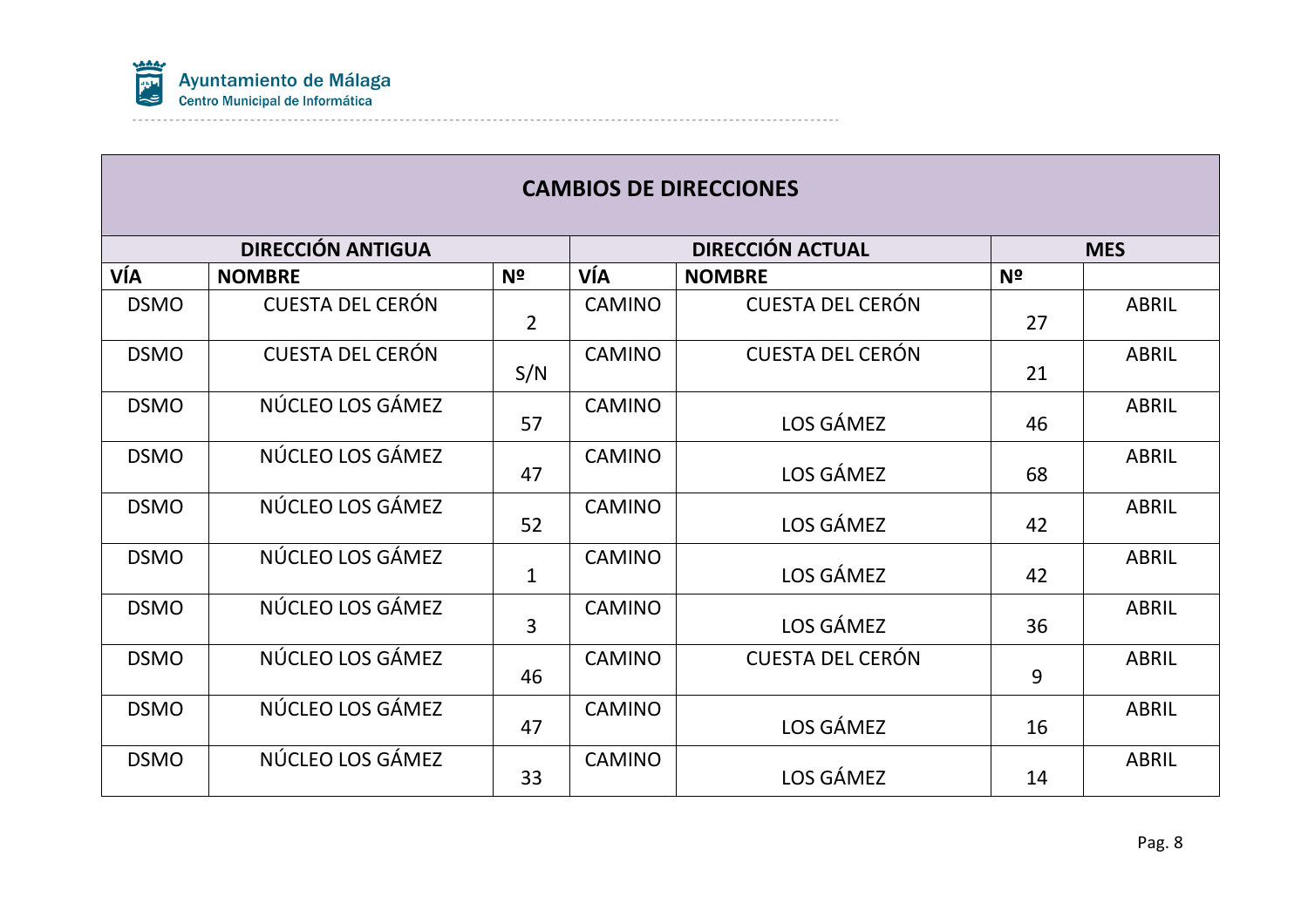| CAMBIOS DE DIRECCIONES | | | | | | |
|---|---|---|---|---|---|---|
| DIRECCIÓN ANTIGUA | | | DIRECCIÓN ACTUAL | | | MES |
| VÍA | NOMBRE | Nº | VÍA | NOMBRE | Nº | |
| DSMO | CUESTA DEL CERÓN | 2 | CAMINO | CUESTA DEL CERÓN | 27 | ABRIL |
| DSMO | CUESTA DEL CERÓN | S/N | CAMINO | CUESTA DEL CERÓN | 21 | ABRIL |
| DSMO | NÚCLEO LOS GÁMEZ | 57 | CAMINO | LOS GÁMEZ | 46 | ABRIL |
| DSMO | NÚCLEO LOS GÁMEZ | 47 | CAMINO | LOS GÁMEZ | 68 | ABRIL |
| DSMO | NÚCLEO LOS GÁMEZ | 52 | CAMINO | LOS GÁMEZ | 42 | ABRIL |
| DSMO | NÚCLEO LOS GÁMEZ | 1 | CAMINO | LOS GÁMEZ | 42 | ABRIL |
| DSMO | NÚCLEO LOS GÁMEZ | 3 | CAMINO | LOS GÁMEZ | 36 | ABRIL |
| DSMO | NÚCLEO LOS GÁMEZ | 46 | CAMINO | CUESTA DEL CERÓN | 9 | ABRIL |
| DSMO | NÚCLEO LOS GÁMEZ | 47 | CAMINO | LOS GÁMEZ | 16 | ABRIL |
| DSMO | NÚCLEO LOS GÁMEZ | 33 | CAMINO | LOS GÁMEZ | 14 | ABRIL |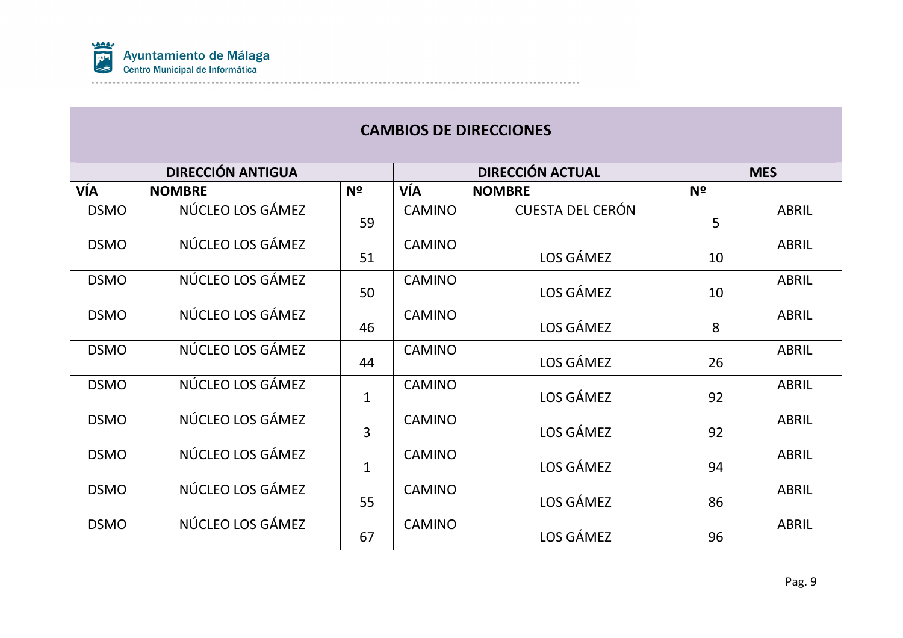| CAMBIOS DE DIRECCIONES | | | | | | |
|---|---|---|---|---|---|---|
| DIRECCIÓN ANTIGUA | | | DIRECCIÓN ACTUAL | | | MES |
| VÍA | NOMBRE | Nº | VÍA | NOMBRE | Nº | |
| DSMO | NÚCLEO LOS GÁMEZ | 59 | CAMINO | CUESTA DEL CERÓN | 5 | ABRIL |
| DSMO | NÚCLEO LOS GÁMEZ | 51 | CAMINO | LOS GÁMEZ | 10 | ABRIL |
| DSMO | NÚCLEO LOS GÁMEZ | 50 | CAMINO | LOS GÁMEZ | 10 | ABRIL |
| DSMO | NÚCLEO LOS GÁMEZ | 46 | CAMINO | LOS GÁMEZ | 8 | ABRIL |
| DSMO | NÚCLEO LOS GÁMEZ | 44 | CAMINO | LOS GÁMEZ | 26 | ABRIL |
| DSMO | NÚCLEO LOS GÁMEZ | 1 | CAMINO | LOS GÁMEZ | 92 | ABRIL |
| DSMO | NÚCLEO LOS GÁMEZ | 3 | CAMINO | LOS GÁMEZ | 92 | ABRIL |
| DSMO | NÚCLEO LOS GÁMEZ | 1 | CAMINO | LOS GÁMEZ | 94 | ABRIL |
| DSMO | NÚCLEO LOS GÁMEZ | 55 | CAMINO | LOS GÁMEZ | 86 | ABRIL |
| DSMO | NÚCLEO LOS GÁMEZ | 67 | CAMINO | LOS GÁMEZ | 96 | ABRIL |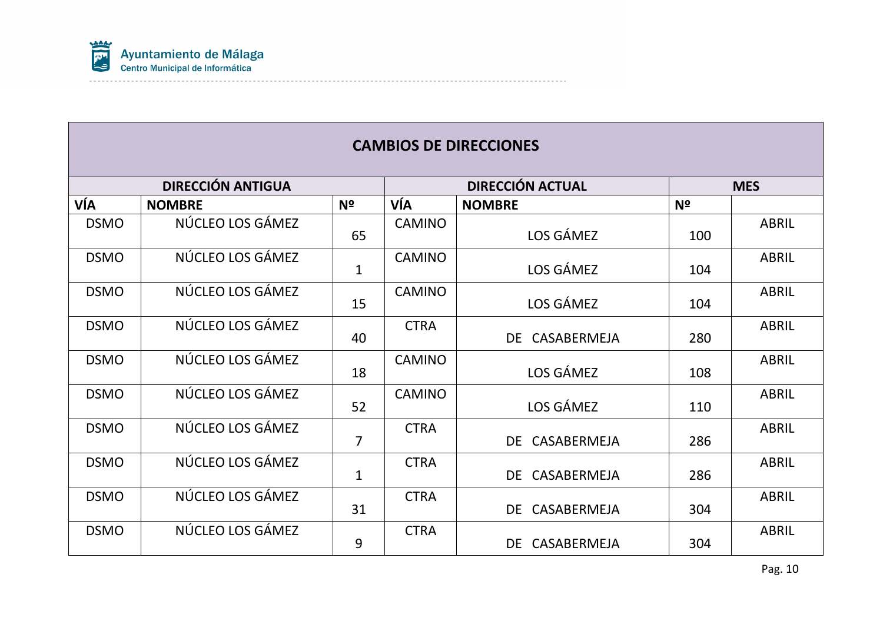| CAMBIOS DE DIRECCIONES | | | | | | |
|---|---|---|---|---|---|---|
| DIRECCIÓN ANTIGUA | | | DIRECCIÓN ACTUAL | | | MES |
| VÍA | NOMBRE | Nº | VÍA | NOMBRE | Nº | |
| DSMO | NÚCLEO LOS GÁMEZ | 65 | CAMINO | LOS GÁMEZ | 100 | ABRIL |
| DSMO | NÚCLEO LOS GÁMEZ | 1 | CAMINO | LOS GÁMEZ | 104 | ABRIL |
| DSMO | NÚCLEO LOS GÁMEZ | 15 | CAMINO | LOS GÁMEZ | 104 | ABRIL |
| DSMO | NÚCLEO LOS GÁMEZ | 40 | CTRA | DE CASABERMEJA | 280 | ABRIL |
| DSMO | NÚCLEO LOS GÁMEZ | 18 | CAMINO | LOS GÁMEZ | 108 | ABRIL |
| DSMO | NÚCLEO LOS GÁMEZ | 52 | CAMINO | LOS GÁMEZ | 110 | ABRIL |
| DSMO | NÚCLEO LOS GÁMEZ | 7 | CTRA | DE CASABERMEJA | 286 | ABRIL |
| DSMO | NÚCLEO LOS GÁMEZ | 1 | CTRA | DE CASABERMEJA | 286 | ABRIL |
| DSMO | NÚCLEO LOS GÁMEZ | 31 | CTRA | DE CASABERMEJA | 304 | ABRIL |
| DSMO | NÚCLEO LOS GÁMEZ | 9 | CTRA | DE CASABERMEJA | 304 | ABRIL |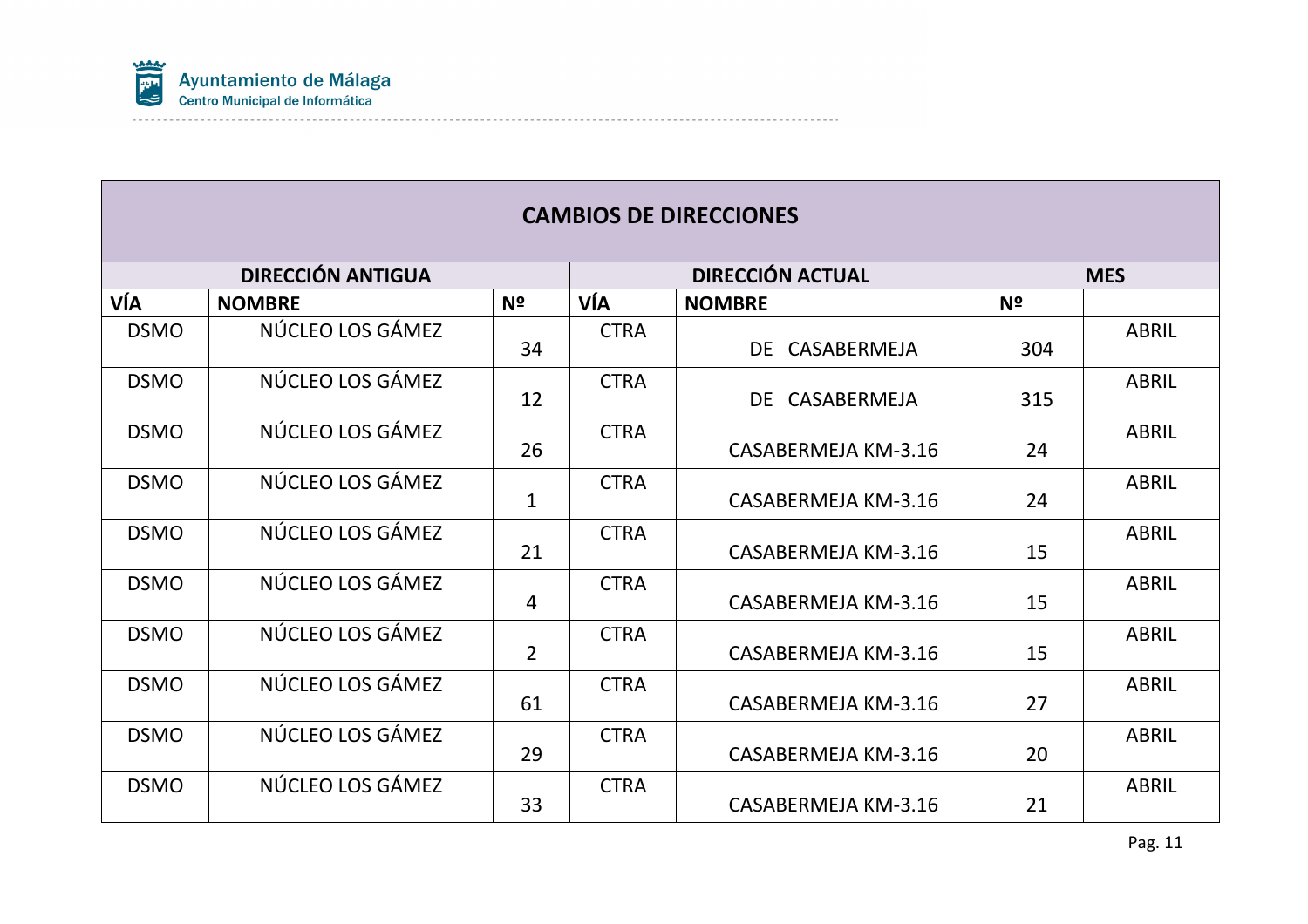| CAMBIOS DE DIRECCIONES | | | | | | |
|---|---|---|---|---|---|---|
| DIRECCIÓN ANTIGUA | | | DIRECCIÓN ACTUAL | | | MES |
| VÍA | NOMBRE | Nº | VÍA | NOMBRE | Nº | |
| DSMO | NÚCLEO LOS GÁMEZ | 34 | CTRA | DE CASABERMEJA | 304 | ABRIL |
| DSMO | NÚCLEO LOS GÁMEZ | 12 | CTRA | DE CASABERMEJA | 315 | ABRIL |
| DSMO | NÚCLEO LOS GÁMEZ | 26 | CTRA | CASABERMEJA KM-3.16 | 24 | ABRIL |
| DSMO | NÚCLEO LOS GÁMEZ | 1 | CTRA | CASABERMEJA KM-3.16 | 24 | ABRIL |
| DSMO | NÚCLEO LOS GÁMEZ | 21 | CTRA | CASABERMEJA KM-3.16 | 15 | ABRIL |
| DSMO | NÚCLEO LOS GÁMEZ | 4 | CTRA | CASABERMEJA KM-3.16 | 15 | ABRIL |
| DSMO | NÚCLEO LOS GÁMEZ | 2 | CTRA | CASABERMEJA KM-3.16 | 15 | ABRIL |
| DSMO | NÚCLEO LOS GÁMEZ | 61 | CTRA | CASABERMEJA KM-3.16 | 27 | ABRIL |
| DSMO | NÚCLEO LOS GÁMEZ | 29 | CTRA | CASABERMEJA KM-3.16 | 20 | ABRIL |
| DSMO | NÚCLEO LOS GÁMEZ | 33 | CTRA | CASABERMEJA KM-3.16 | 21 | ABRIL |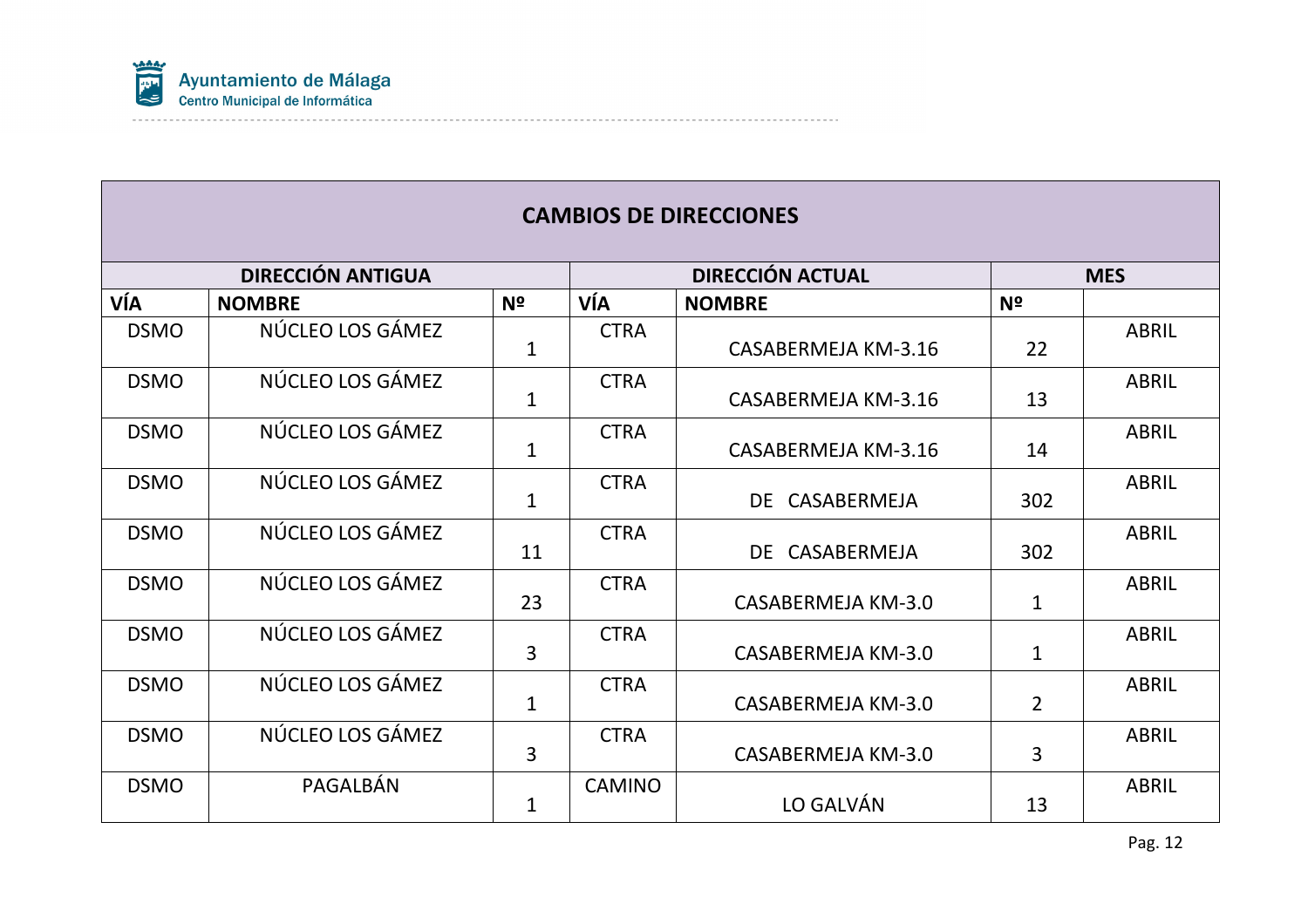| CAMBIOS DE DIRECCIONES | | | | | | |
|---|---|---|---|---|---|---|
| DIRECCIÓN ANTIGUA | | | DIRECCIÓN ACTUAL | | | MES |
| VÍA | NOMBRE | Nº | VÍA | NOMBRE | Nº | |
| DSMO | NÚCLEO LOS GÁMEZ | 1 | CTRA | CASABERMEJA KM-3.16 | 22 | ABRIL |
| DSMO | NÚCLEO LOS GÁMEZ | 1 | CTRA | CASABERMEJA KM-3.16 | 13 | ABRIL |
| DSMO | NÚCLEO LOS GÁMEZ | 1 | CTRA | CASABERMEJA KM-3.16 | 14 | ABRIL |
| DSMO | NÚCLEO LOS GÁMEZ | 1 | CTRA | DE CASABERMEJA | 302 | ABRIL |
| DSMO | NÚCLEO LOS GÁMEZ | 11 | CTRA | DE CASABERMEJA | 302 | ABRIL |
| DSMO | NÚCLEO LOS GÁMEZ | 23 | CTRA | CASABERMEJA KM-3.0 | 1 | ABRIL |
| DSMO | NÚCLEO LOS GÁMEZ | 3 | CTRA | CASABERMEJA KM-3.0 | 1 | ABRIL |
| DSMO | NÚCLEO LOS GÁMEZ | 1 | CTRA | CASABERMEJA KM-3.0 | 2 | ABRIL |
| DSMO | NÚCLEO LOS GÁMEZ | 3 | CTRA | CASABERMEJA KM-3.0 | 3 | ABRIL |
| DSMO | PAGALBÁN | 1 | CAMINO | LO GALVÁN | 13 | ABRIL |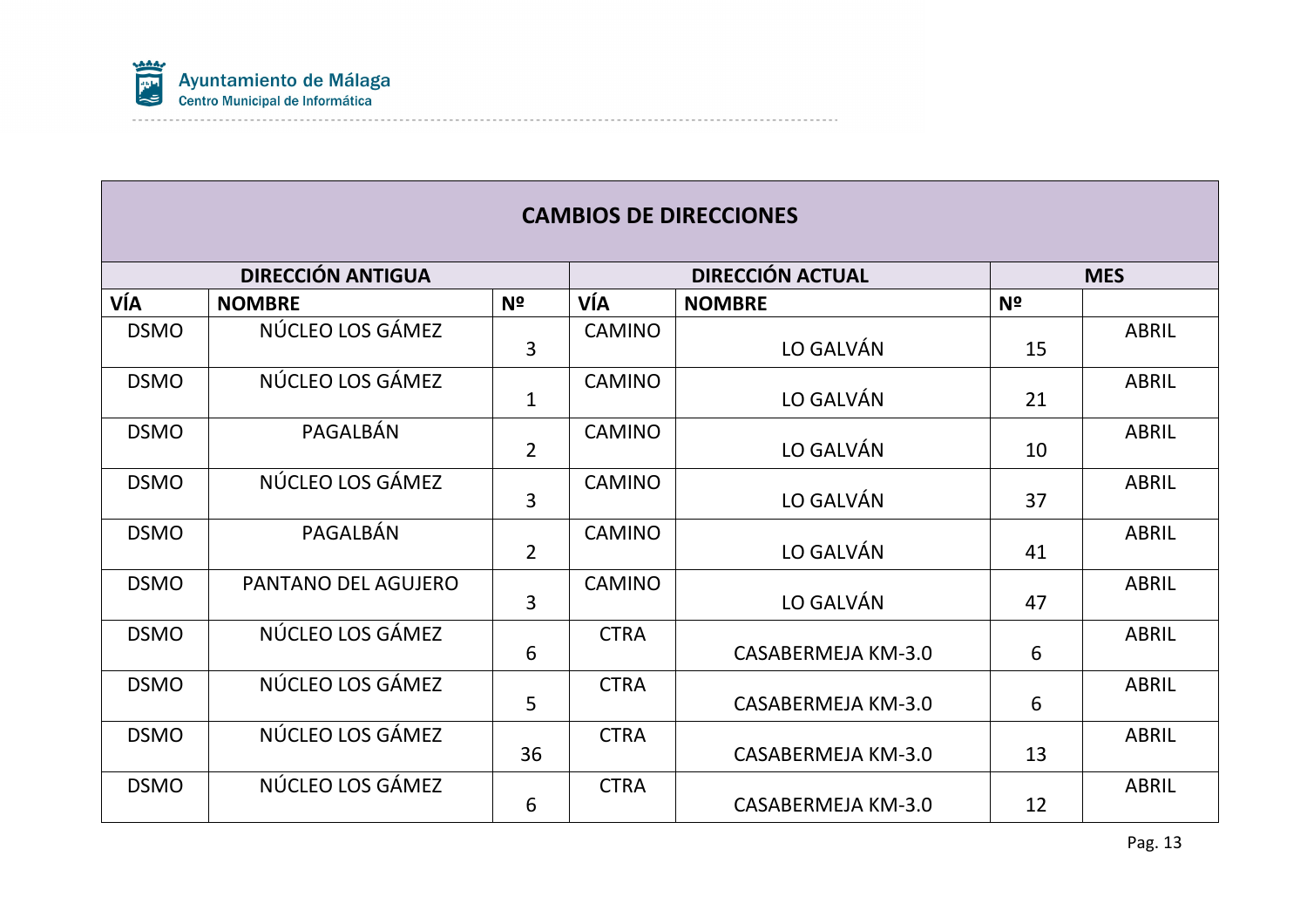| CAMBIOS DE DIRECCIONES | | | | | | |
|---|---|---|---|---|---|---|
| DIRECCIÓN ANTIGUA | | | DIRECCIÓN ACTUAL | | | MES |
| VÍA | NOMBRE | Nº | VÍA | NOMBRE | Nº | |
| DSMO | NÚCLEO LOS GÁMEZ | 3 | CAMINO | LO GALVÁN | 15 | ABRIL |
| DSMO | NÚCLEO LOS GÁMEZ | 1 | CAMINO | LO GALVÁN | 21 | ABRIL |
| DSMO | PAGALBÁN | 2 | CAMINO | LO GALVÁN | 10 | ABRIL |
| DSMO | NÚCLEO LOS GÁMEZ | 3 | CAMINO | LO GALVÁN | 37 | ABRIL |
| DSMO | PAGALBÁN | 2 | CAMINO | LO GALVÁN | 41 | ABRIL |
| DSMO | PANTANO DEL AGUJERO | 3 | CAMINO | LO GALVÁN | 47 | ABRIL |
| DSMO | NÚCLEO LOS GÁMEZ | 6 | CTRA | CASABERMEJA KM-3.0 | 6 | ABRIL |
| DSMO | NÚCLEO LOS GÁMEZ | 5 | CTRA | CASABERMEJA KM-3.0 | 6 | ABRIL |
| DSMO | NÚCLEO LOS GÁMEZ | 36 | CTRA | CASABERMEJA KM-3.0 | 13 | ABRIL |
| DSMO | NÚCLEO LOS GÁMEZ | 6 | CTRA | CASABERMEJA KM-3.0 | 12 | ABRIL |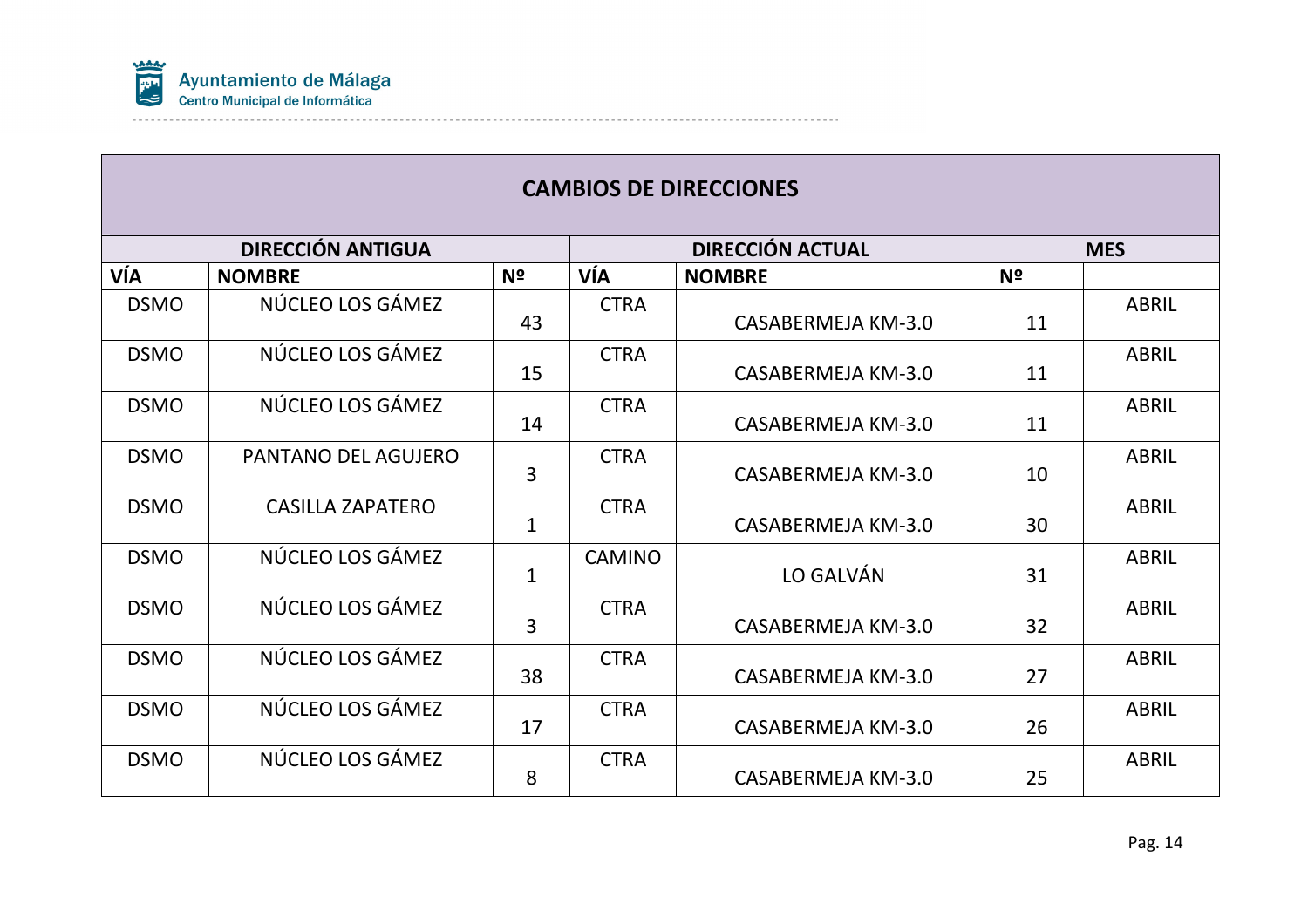| CAMBIOS DE DIRECCIONES | | | | | | |
|---|---|---|---|---|---|---|
| DIRECCIÓN ANTIGUA | | | DIRECCIÓN ACTUAL | | | MES |
| VÍA | NOMBRE | Nº | VÍA | NOMBRE | Nº | |
| DSMO | NÚCLEO LOS GÁMEZ | 43 | CTRA | CASABERMEJA KM-3.0 | 11 | ABRIL |
| DSMO | NÚCLEO LOS GÁMEZ | 15 | CTRA | CASABERMEJA KM-3.0 | 11 | ABRIL |
| DSMO | NÚCLEO LOS GÁMEZ | 14 | CTRA | CASABERMEJA KM-3.0 | 11 | ABRIL |
| DSMO | PANTANO DEL AGUJERO | 3 | CTRA | CASABERMEJA KM-3.0 | 10 | ABRIL |
| DSMO | CASILLA ZAPATERO | 1 | CTRA | CASABERMEJA KM-3.0 | 30 | ABRIL |
| DSMO | NÚCLEO LOS GÁMEZ | 1 | CAMINO | LO GALVÁN | 31 | ABRIL |
| DSMO | NÚCLEO LOS GÁMEZ | 3 | CTRA | CASABERMEJA KM-3.0 | 32 | ABRIL |
| DSMO | NÚCLEO LOS GÁMEZ | 38 | CTRA | CASABERMEJA KM-3.0 | 27 | ABRIL |
| DSMO | NÚCLEO LOS GÁMEZ | 17 | CTRA | CASABERMEJA KM-3.0 | 26 | ABRIL |
| DSMO | NÚCLEO LOS GÁMEZ | 8 | CTRA | CASABERMEJA KM-3.0 | 25 | ABRIL |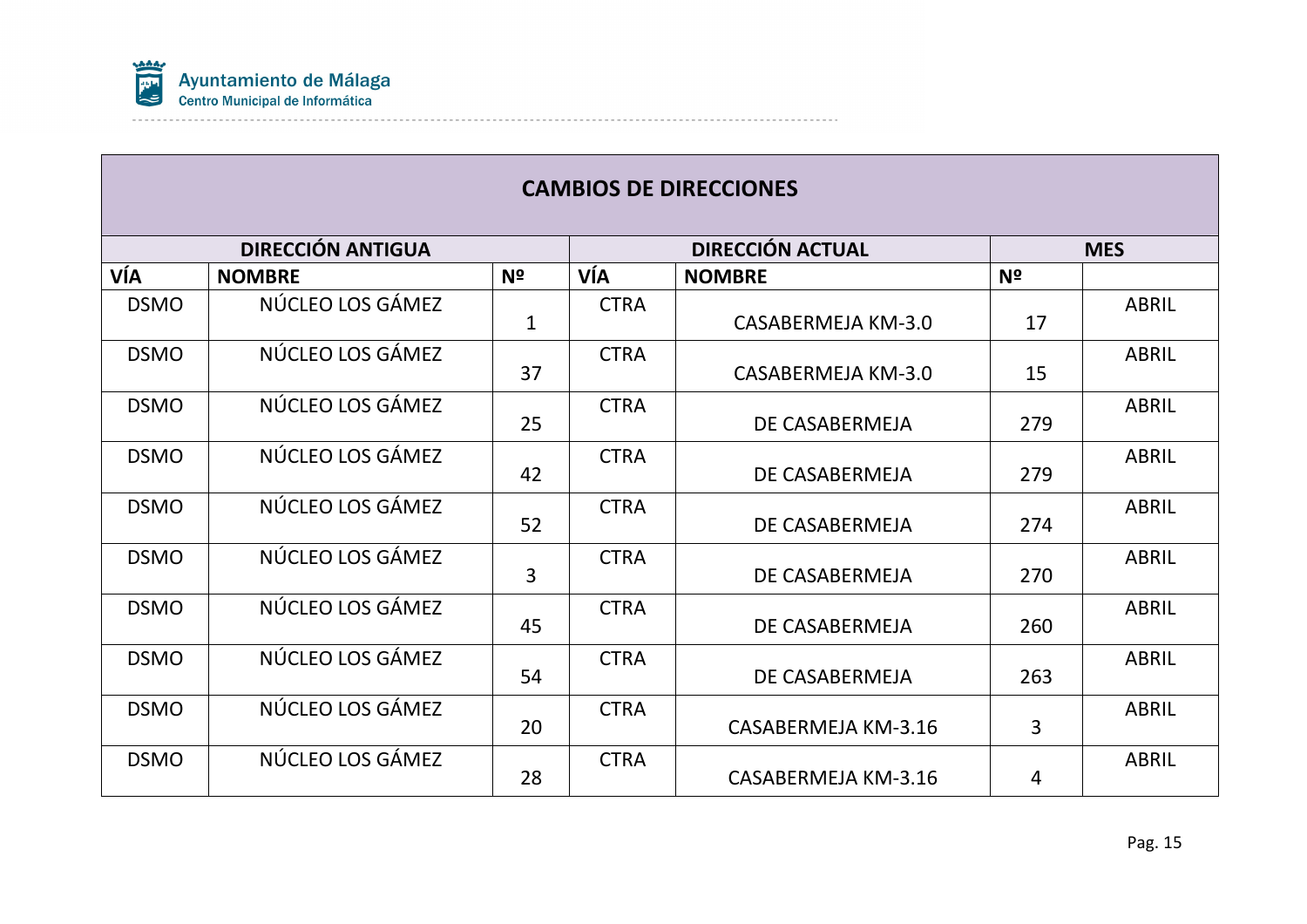Ayuntamiento de Málaga
Centro Municipal de Informática

| CAMBIOS DE DIRECCIONES | | | | | | |
|---|---|---|---|---|---|---|
| **DIRECCIÓN ANTIGUA** | | | **DIRECCIÓN ACTUAL** | | | **MES** |
| **VÍA** | **NOMBRE** | **Nº** | **VÍA** | **NOMBRE** | **Nº** | |
| DSMO | NÚCLEO LOS GÁMEZ | 1 | CTRA | CASABERMEJA KM-3.0 | 17 | ABRIL |
| DSMO | NÚCLEO LOS GÁMEZ | 37 | CTRA | CASABERMEJA KM-3.0 | 15 | ABRIL |
| DSMO | NÚCLEO LOS GÁMEZ | 25 | CTRA | DE CASABERMEJA | 279 | ABRIL |
| DSMO | NÚCLEO LOS GÁMEZ | 42 | CTRA | DE CASABERMEJA | 279 | ABRIL |
| DSMO | NÚCLEO LOS GÁMEZ | 52 | CTRA | DE CASABERMEJA | 274 | ABRIL |
| DSMO | NÚCLEO LOS GÁMEZ | 3 | CTRA | DE CASABERMEJA | 270 | ABRIL |
| DSMO | NÚCLEO LOS GÁMEZ | 45 | CTRA | DE CASABERMEJA | 260 | ABRIL |
| DSMO | NÚCLEO LOS GÁMEZ | 54 | CTRA | DE CASABERMEJA | 263 | ABRIL |
| DSMO | NÚCLEO LOS GÁMEZ | 20 | CTRA | CASABERMEJA KM-3.16 | 3 | ABRIL |
| DSMO | NÚCLEO LOS GÁMEZ | 28 | CTRA | CASABERMEJA KM-3.16 | 4 | ABRIL |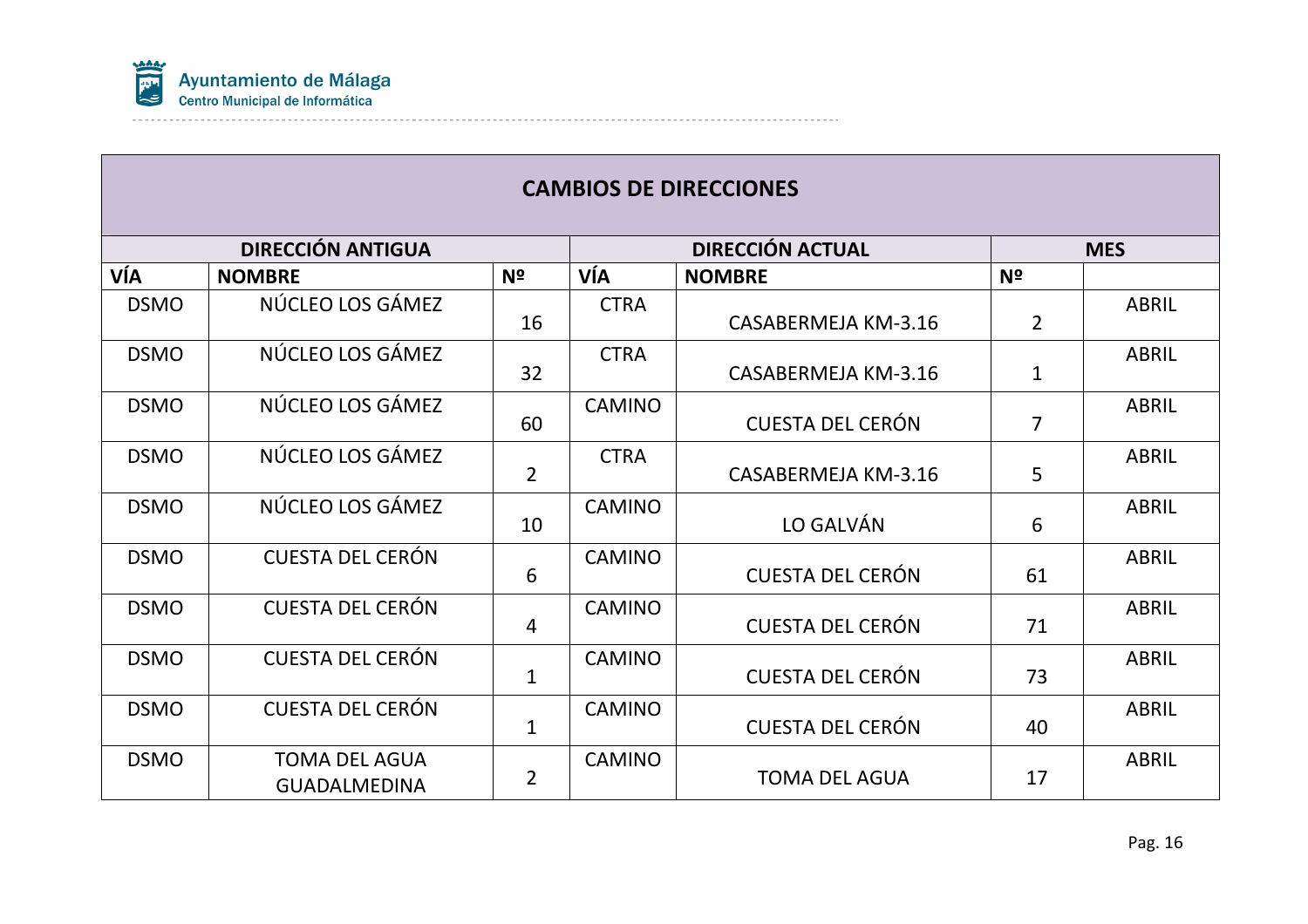| CAMBIOS DE DIRECCIONES | | | | | | |
|---|---|---|---|---|---|---|
| DIRECCIÓN ANTIGUA | | | DIRECCIÓN ACTUAL | | | MES |
| VÍA | NOMBRE | Nº | VÍA | NOMBRE | Nº | |
| DSMO | NÚCLEO LOS GÁMEZ | 16 | CTRA | CASABERMEJA KM-3.16 | 2 | ABRIL |
| DSMO | NÚCLEO LOS GÁMEZ | 32 | CTRA | CASABERMEJA KM-3.16 | 1 | ABRIL |
| DSMO | NÚCLEO LOS GÁMEZ | 60 | CAMINO | CUESTA DEL CERÓN | 7 | ABRIL |
| DSMO | NÚCLEO LOS GÁMEZ | 2 | CTRA | CASABERMEJA KM-3.16 | 5 | ABRIL |
| DSMO | NÚCLEO LOS GÁMEZ | 10 | CAMINO | LO GALVÁN | 6 | ABRIL |
| DSMO | CUESTA DEL CERÓN | 6 | CAMINO | CUESTA DEL CERÓN | 61 | ABRIL |
| DSMO | CUESTA DEL CERÓN | 4 | CAMINO | CUESTA DEL CERÓN | 71 | ABRIL |
| DSMO | CUESTA DEL CERÓN | 1 | CAMINO | CUESTA DEL CERÓN | 73 | ABRIL |
| DSMO | CUESTA DEL CERÓN | 1 | CAMINO | CUESTA DEL CERÓN | 40 | ABRIL |
| DSMO | TOMA DEL AGUA GUADALMEDINA | 2 | CAMINO | TOMA DEL AGUA | 17 | ABRIL |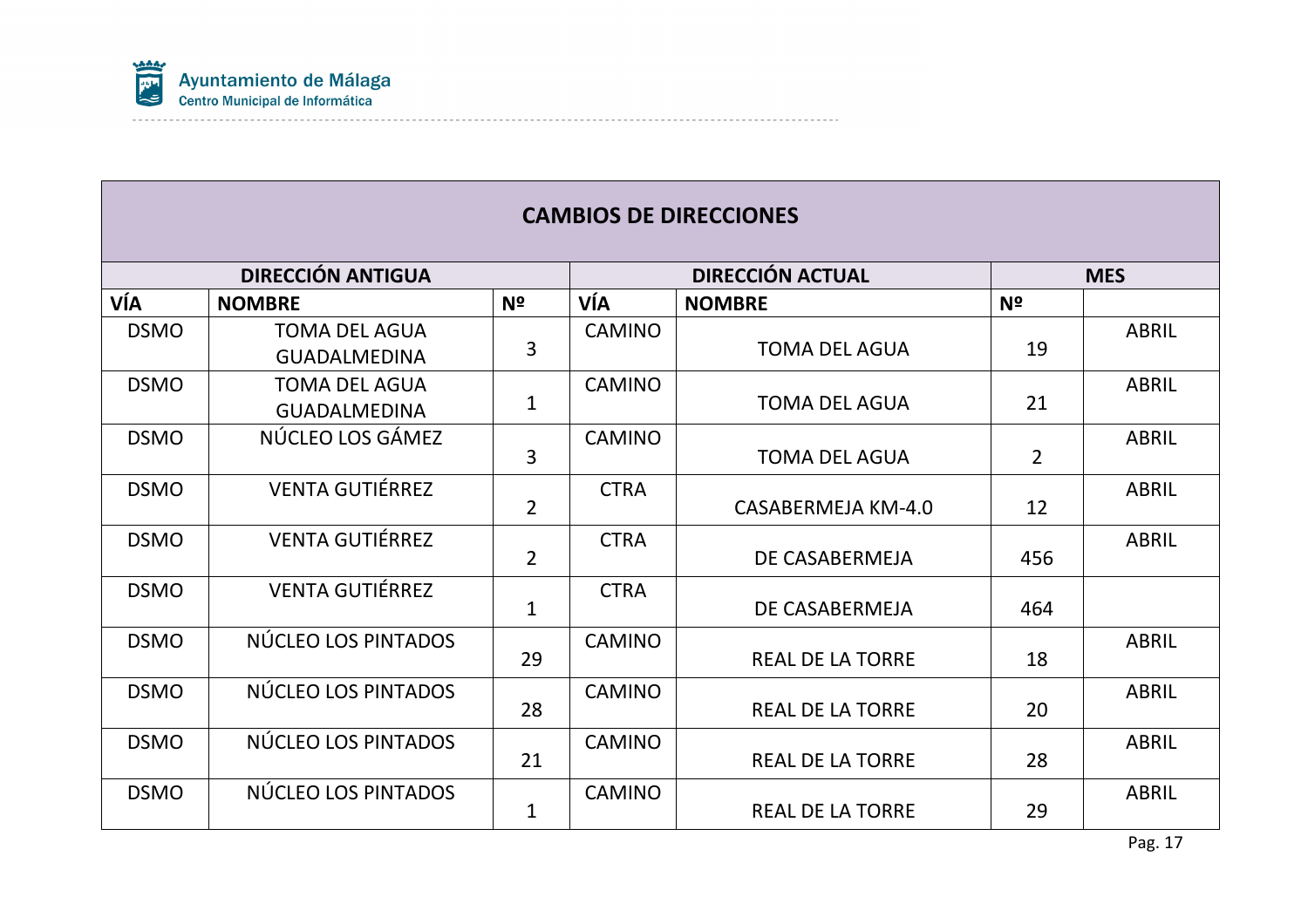| CAMBIOS DE DIRECCIONES | | | | | | |
|---|---|---|---|---|---|---|
| DIRECCIÓN ANTIGUA | | | DIRECCIÓN ACTUAL | | | MES |
| **VÍA** | **NOMBRE** | **Nº** | **VÍA** | **NOMBRE** | **Nº** | |
| DSMO | TOMA DEL AGUA GUADALMEDINA | 3 | CAMINO | TOMA DEL AGUA | 19 | ABRIL |
| DSMO | TOMA DEL AGUA GUADALMEDINA | 1 | CAMINO | TOMA DEL AGUA | 21 | ABRIL |
| DSMO | NÚCLEO LOS GÁMEZ | 3 | CAMINO | TOMA DEL AGUA | 2 | ABRIL |
| DSMO | VENTA GUTIÉRREZ | 2 | CTRA | CASABERMEJA KM-4.0 | 12 | ABRIL |
| DSMO | VENTA GUTIÉRREZ | 2 | CTRA | DE CASABERMEJA | 456 | ABRIL |
| DSMO | VENTA GUTIÉRREZ | 1 | CTRA | DE CASABERMEJA | 464 | |
| DSMO | NÚCLEO LOS PINTADOS | 29 | CAMINO | REAL DE LA TORRE | 18 | ABRIL |
| DSMO | NÚCLEO LOS PINTADOS | 28 | CAMINO | REAL DE LA TORRE | 20 | ABRIL |
| DSMO | NÚCLEO LOS PINTADOS | 21 | CAMINO | REAL DE LA TORRE | 28 | ABRIL |
| DSMO | NÚCLEO LOS PINTADOS | 1 | CAMINO | REAL DE LA TORRE | 29 | ABRIL |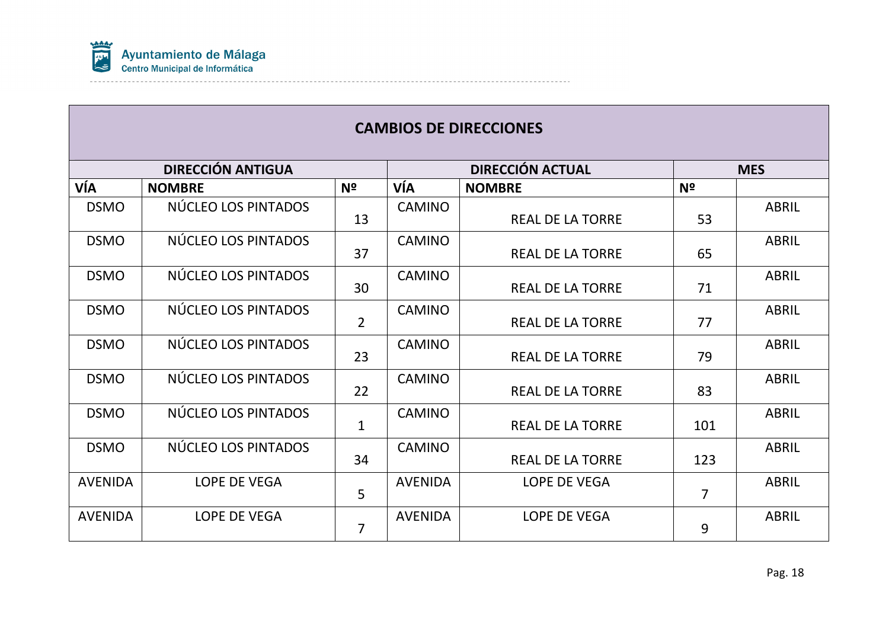Ayuntamiento de Málaga
Centro Municipal de Informática

| CAMBIOS DE DIRECCIONES | | | | | | |
|---|---|---|---|---|---|---|
| DIRECCIÓN ANTIGUA | | | DIRECCIÓN ACTUAL | | | MES |
| VÍA | NOMBRE | Nº | VÍA | NOMBRE | Nº | |
| DSMO | NÚCLEO LOS PINTADOS | 13 | CAMINO | REAL DE LA TORRE | 53 | ABRIL |
| DSMO | NÚCLEO LOS PINTADOS | 37 | CAMINO | REAL DE LA TORRE | 65 | ABRIL |
| DSMO | NÚCLEO LOS PINTADOS | 30 | CAMINO | REAL DE LA TORRE | 71 | ABRIL |
| DSMO | NÚCLEO LOS PINTADOS | 2 | CAMINO | REAL DE LA TORRE | 77 | ABRIL |
| DSMO | NÚCLEO LOS PINTADOS | 23 | CAMINO | REAL DE LA TORRE | 79 | ABRIL |
| DSMO | NÚCLEO LOS PINTADOS | 22 | CAMINO | REAL DE LA TORRE | 83 | ABRIL |
| DSMO | NÚCLEO LOS PINTADOS | 1 | CAMINO | REAL DE LA TORRE | 101 | ABRIL |
| DSMO | NÚCLEO LOS PINTADOS | 34 | CAMINO | REAL DE LA TORRE | 123 | ABRIL |
| AVENIDA | LOPE DE VEGA | 5 | AVENIDA | LOPE DE VEGA | 7 | ABRIL |
| AVENIDA | LOPE DE VEGA | 7 | AVENIDA | LOPE DE VEGA | 9 | ABRIL |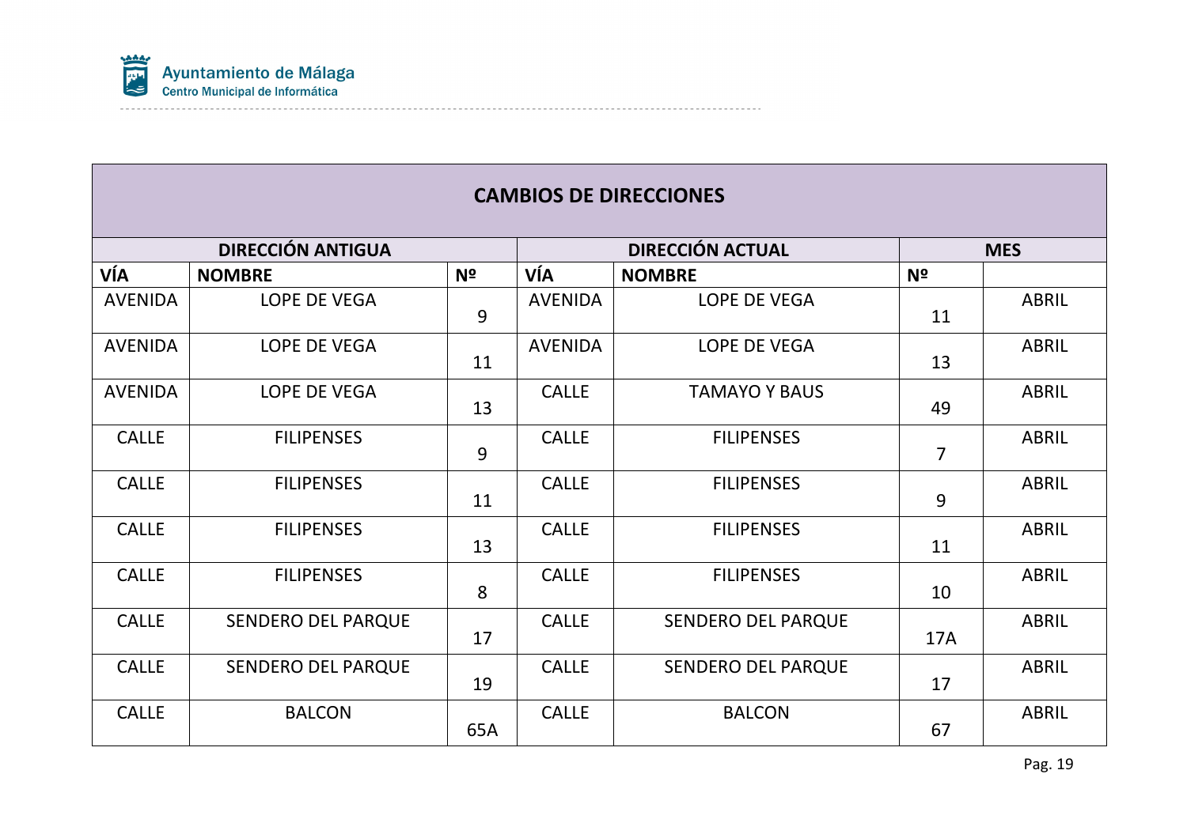Ayuntamiento de Málaga
Centro Municipal de Informática

| CAMBIOS DE DIRECCIONES | | | | | | |
|---|---|---|---|---|---|---|
| DIRECCIÓN ANTIGUA | | | DIRECCIÓN ACTUAL | | | MES |
| VÍA | NOMBRE | Nº | VÍA | NOMBRE | Nº | |
| AVENIDA | LOPE DE VEGA | 9 | AVENIDA | LOPE DE VEGA | 11 | ABRIL |
| AVENIDA | LOPE DE VEGA | 11 | AVENIDA | LOPE DE VEGA | 13 | ABRIL |
| AVENIDA | LOPE DE VEGA | 13 | CALLE | TAMAYO Y BAUS | 49 | ABRIL |
| CALLE | FILIPENSES | 9 | CALLE | FILIPENSES | 7 | ABRIL |
| CALLE | FILIPENSES | 11 | CALLE | FILIPENSES | 9 | ABRIL |
| CALLE | FILIPENSES | 13 | CALLE | FILIPENSES | 11 | ABRIL |
| CALLE | FILIPENSES | 8 | CALLE | FILIPENSES | 10 | ABRIL |
| CALLE | SENDERO DEL PARQUE | 17 | CALLE | SENDERO DEL PARQUE | 17A | ABRIL |
| CALLE | SENDERO DEL PARQUE | 19 | CALLE | SENDERO DEL PARQUE | 17 | ABRIL |
| CALLE | BALCON | 65A | CALLE | BALCON | 67 | ABRIL |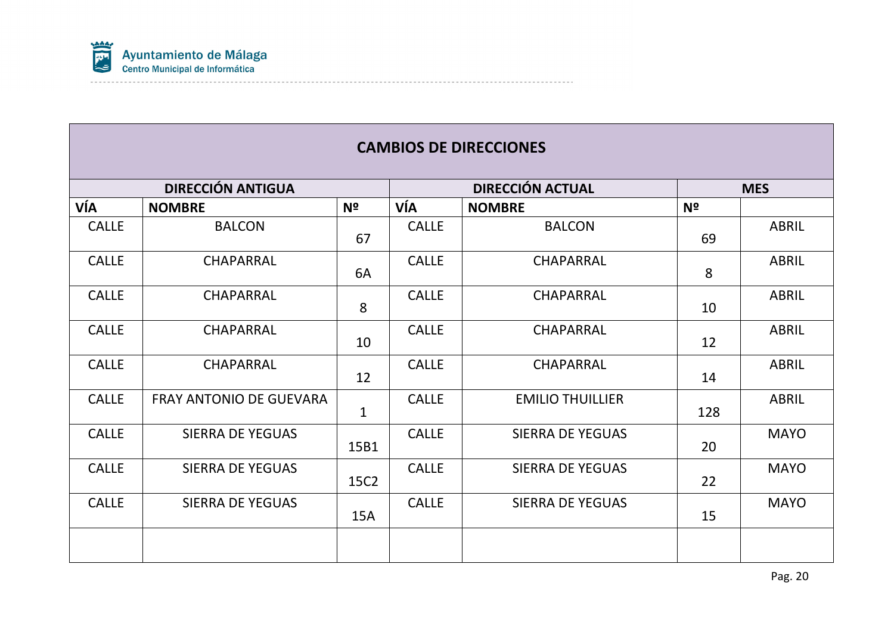Ayuntamiento de Málaga
Centro Municipal de Informática

| CAMBIOS DE DIRECCIONES | | | | | | |
|---|---|---|---|---|---|---|
| **DIRECCIÓN ANTIGUA** | | | **DIRECCIÓN ACTUAL** | | | **MES** |
| **VÍA** | **NOMBRE** | **Nº** | **VÍA** | **NOMBRE** | **Nº** | |
| CALLE | BALCON | 67 | CALLE | BALCON | 69 | ABRIL |
| CALLE | CHAPARRAL | 6A | CALLE | CHAPARRAL | 8 | ABRIL |
| CALLE | CHAPARRAL | 8 | CALLE | CHAPARRAL | 10 | ABRIL |
| CALLE | CHAPARRAL | 10 | CALLE | CHAPARRAL | 12 | ABRIL |
| CALLE | CHAPARRAL | 12 | CALLE | CHAPARRAL | 14 | ABRIL |
| CALLE | FRAY ANTONIO DE GUEVARA | 1 | CALLE | EMILIO THUILLIER | 128 | ABRIL |
| CALLE | SIERRA DE YEGUAS | 15B1 | CALLE | SIERRA DE YEGUAS | 20 | MAYO |
| CALLE | SIERRA DE YEGUAS | 15C2 | CALLE | SIERRA DE YEGUAS | 22 | MAYO |
| CALLE | SIERRA DE YEGUAS | 15A | CALLE | SIERRA DE YEGUAS | 15 | MAYO |
| | | | | | | |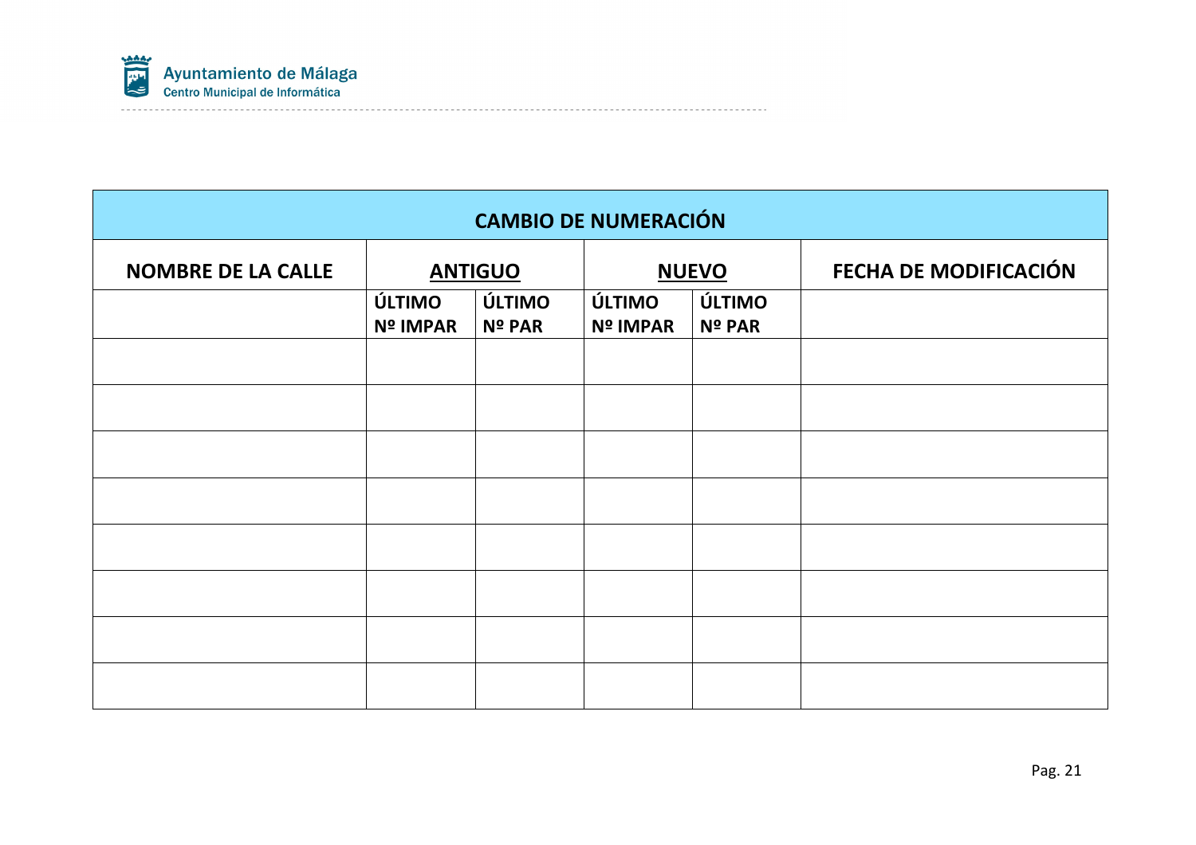| CAMBIO DE NUMERACIÓN | | | | | |
|---|---|---|---|---|---|
| **NOMBRE DE LA CALLE** | **ANTIGUO** | | **NUEVO** | | **FECHA DE MODIFICACIÓN** |
| | **ÚLTIMO Nº IMPAR** | **ÚLTIMO Nº PAR** | **ÚLTIMO Nº IMPAR** | **ÚLTIMO Nº PAR** | |
| | | | | | |
| | | | | | |
| | | | | | |
| | | | | | |
| | | | | | |
| | | | | | |
| | | | | | |
| | | | | | |